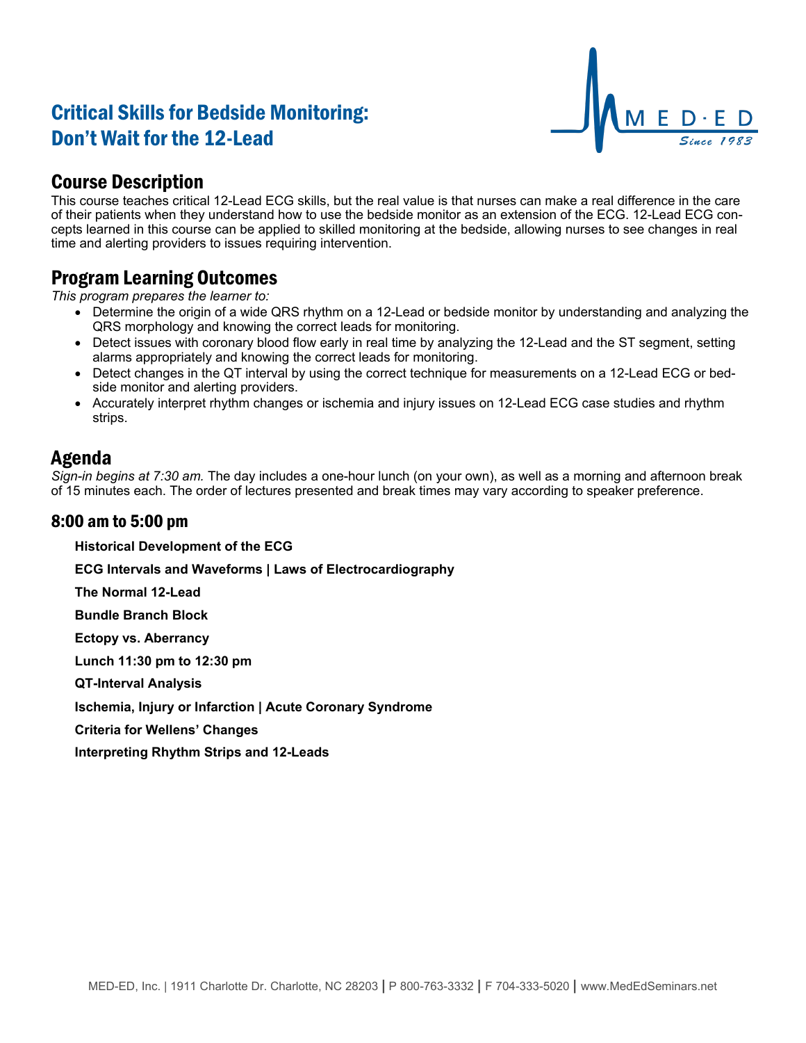# Critical Skills for Bedside Monitoring: Don't Wait for the 12-Lead

MED·ED
*Since 1983*

## Course Description

This course teaches critical 12-Lead ECG skills, but the real value is that nurses can make a real difference in the care of their patients when they understand how to use the bedside monitor as an extension of the ECG. 12-Lead ECG concepts learned in this course can be applied to skilled monitoring at the bedside, allowing nurses to see changes in real time and alerting providers to issues requiring intervention.

## Program Learning Outcomes

*This program prepares the learner to:*

- Determine the origin of a wide QRS rhythm on a 12-Lead or bedside monitor by understanding and analyzing the QRS morphology and knowing the correct leads for monitoring.
- Detect issues with coronary blood flow early in real time by analyzing the 12-Lead and the ST segment, setting alarms appropriately and knowing the correct leads for monitoring.
- Detect changes in the QT interval by using the correct technique for measurements on a 12-Lead ECG or bedside monitor and alerting providers.
- Accurately interpret rhythm changes or ischemia and injury issues on 12-Lead ECG case studies and rhythm strips.

## Agenda

*Sign-in begins at 7:30 am.* The day includes a one-hour lunch (on your own), as well as a morning and afternoon break of 15 minutes each. The order of lectures presented and break times may vary according to speaker preference.

### 8:00 am to 5:00 pm

**Historical Development of the ECG**

**ECG Intervals and Waveforms | Laws of Electrocardiography**

**The Normal 12-Lead**

**Bundle Branch Block**

**Ectopy vs. Aberrancy**

**Lunch 11:30 pm to 12:30 pm**

**QT-Interval Analysis**

**Ischemia, Injury or Infarction | Acute Coronary Syndrome**

**Criteria for Wellens' Changes**

**Interpreting Rhythm Strips and 12-Leads**

MED-ED, Inc. | 1911 Charlotte Dr. Charlotte, NC 28203 | P 800-763-3332 | F 704-333-5020 | www.MedEdSeminars.net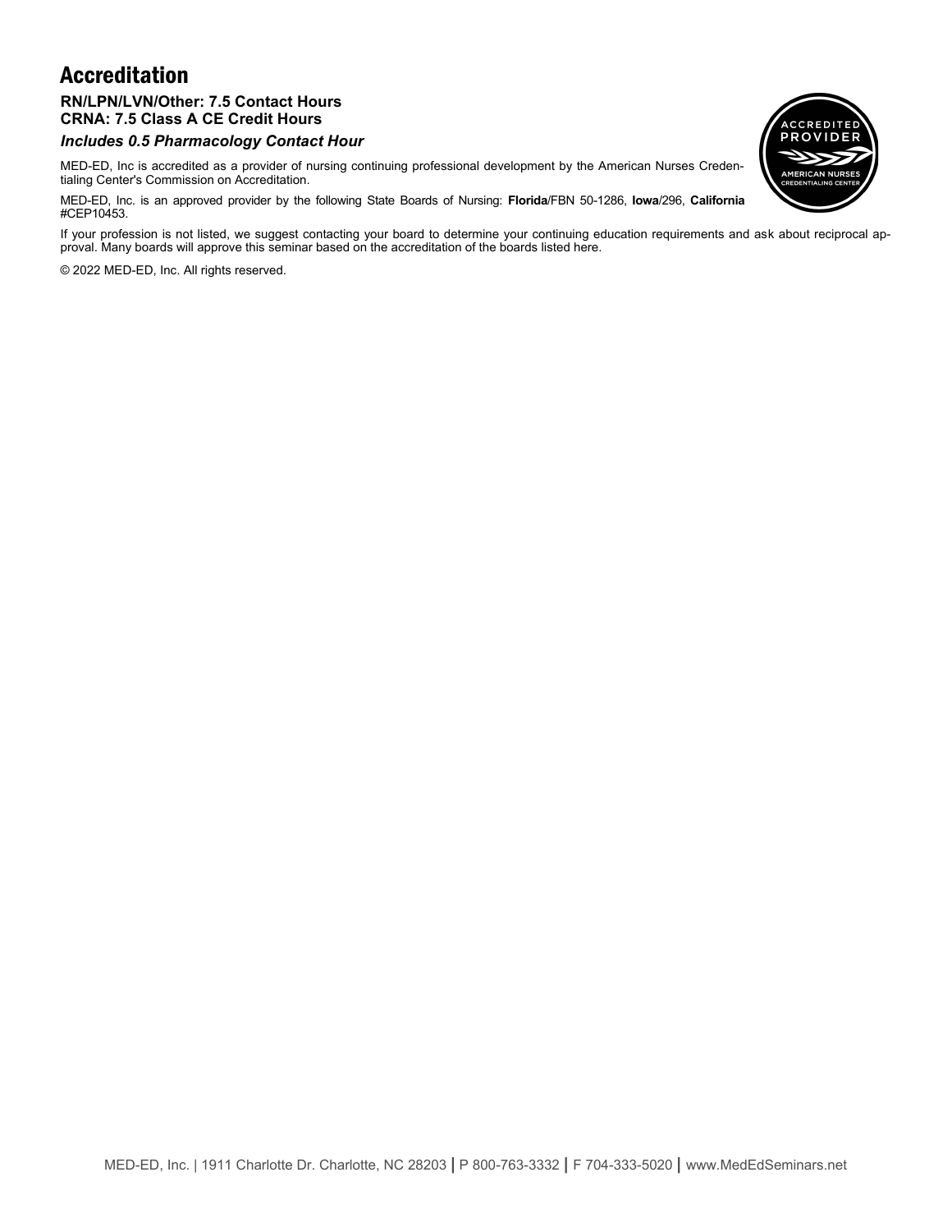# Accreditation

**RN/LPN/LVN/Other: 7.5 Contact Hours**
**CRNA: 7.5 Class A CE Credit Hours**

***Includes 0.5 Pharmacology Contact Hour***

MED-ED, Inc is accredited as a provider of nursing continuing professional development by the American Nurses Credentialing Center's Commission on Accreditation.

MED-ED, Inc. is an approved provider by the following State Boards of Nursing: **Florida**/FBN 50-1286, **Iowa**/296, **California** #CEP10453.

If your profession is not listed, we suggest contacting your board to determine your continuing education requirements and ask about reciprocal approval. Many boards will approve this seminar based on the accreditation of the boards listed here.

© 2022 MED-ED, Inc. All rights reserved.

MED-ED, Inc. | 1911 Charlotte Dr. Charlotte, NC 28203 | P 800-763-3332 | F 704-333-5020 | www.MedEdSeminars.net